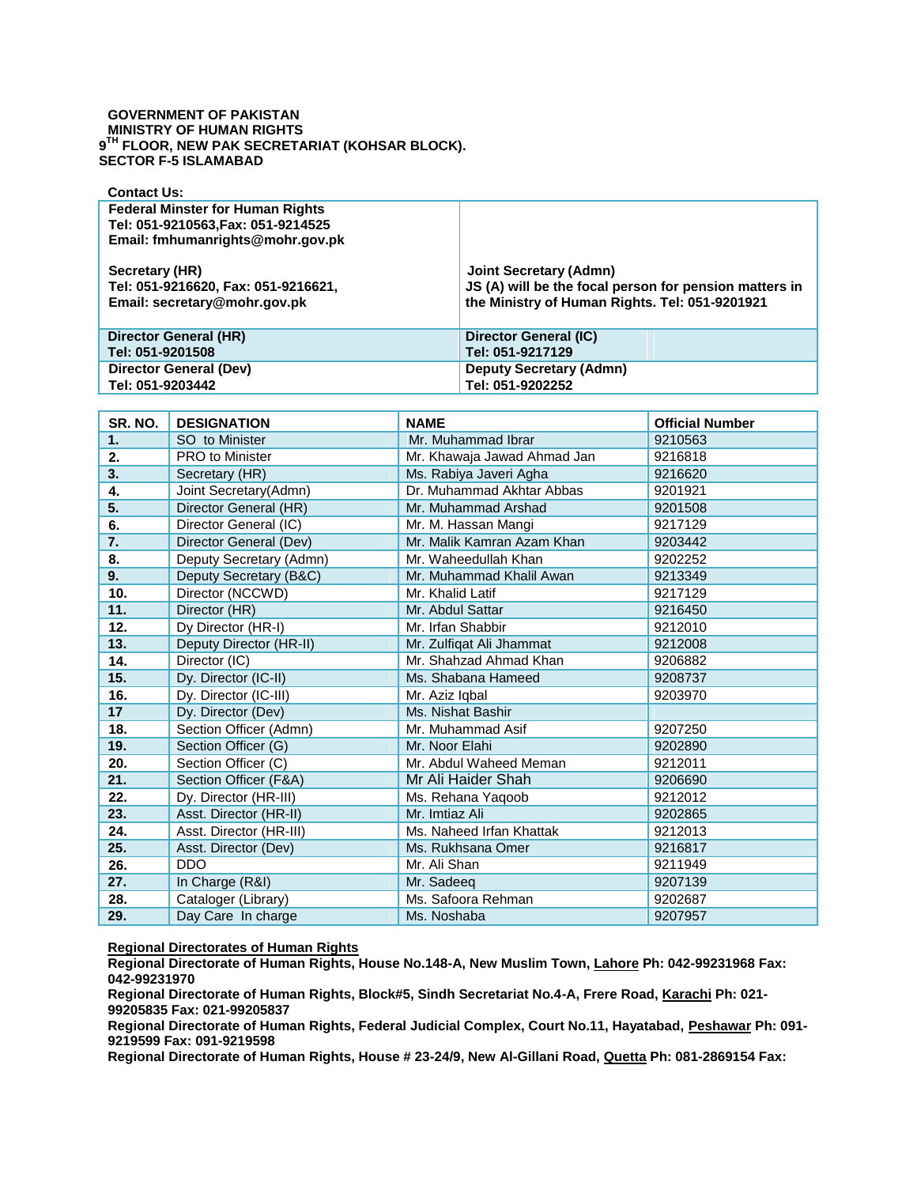**GOVERNMENT OF PAKISTAN**
**MINISTRY OF HUMAN RIGHTS**
**9TH FLOOR, NEW PAK SECRETARIAT (KOHSAR BLOCK).**
**SECTOR F-5 ISLAMABAD**

**Contact Us:**

| | |
|---|---|
| **Federal Minster for Human Rights**<br>**Tel: 051-9210563,Fax: 051-9214525**<br>**Email: fmhumanrights@mohr.gov.pk** | |
| **Secretary (HR)**<br>**Tel: 051-9216620, Fax: 051-9216621,**<br>**Email: secretary@mohr.gov.pk** | **Joint Secretary (Admn)**<br>**JS (A) will be the focal person for pension matters in the Ministry of Human Rights. Tel: 051-9201921** |
| **Director General (HR)**<br>**Tel: 051-9201508** | **Director General (IC)**<br>**Tel: 051-9217129** |
| **Director General (Dev)**<br>**Tel: 051-9203442** | **Deputy Secretary (Admn)**<br>**Tel: 051-9202252** |

| SR. NO. | DESIGNATION | NAME | Official Number |
|---|---|---|---|
| 1. | SO to Minister | Mr. Muhammad Ibrar | 9210563 |
| 2. | PRO to Minister | Mr. Khawaja Jawad Ahmad Jan | 9216818 |
| 3. | Secretary (HR) | Ms. Rabiya Javeri Agha | 9216620 |
| 4. | Joint Secretary(Admn) | Dr. Muhammad Akhtar Abbas | 9201921 |
| 5. | Director General (HR) | Mr. Muhammad Arshad | 9201508 |
| 6. | Director General (IC) | Mr. M. Hassan Mangi | 9217129 |
| 7. | Director General (Dev) | Mr. Malik Kamran Azam Khan | 9203442 |
| 8. | Deputy Secretary (Admn) | Mr. Waheedullah Khan | 9202252 |
| 9. | Deputy Secretary (B&C) | Mr. Muhammad Khalil Awan | 9213349 |
| 10. | Director (NCCWD) | Mr. Khalid Latif | 9217129 |
| 11. | Director (HR) | Mr. Abdul Sattar | 9216450 |
| 12. | Dy Director (HR-I) | Mr. Irfan Shabbir | 9212010 |
| 13. | Deputy Director (HR-II) | Mr. Zulfiqat Ali Jhammat | 9212008 |
| 14. | Director (IC) | Mr. Shahzad Ahmad Khan | 9206882 |
| 15. | Dy. Director (IC-II) | Ms. Shabana Hameed | 9208737 |
| 16. | Dy. Director (IC-III) | Mr. Aziz Iqbal | 9203970 |
| 17 | Dy. Director (Dev) | Ms. Nishat Bashir | |
| 18. | Section Officer (Admn) | Mr. Muhammad Asif | 9207250 |
| 19. | Section Officer (G) | Mr. Noor Elahi | 9202890 |
| 20. | Section Officer (C) | Mr. Abdul Waheed Meman | 9212011 |
| 21. | Section Officer (F&A) | Mr Ali Haider Shah | 9206690 |
| 22. | Dy. Director (HR-III) | Ms. Rehana Yaqoob | 9212012 |
| 23. | Asst. Director (HR-II) | Mr. Imtiaz Ali | 9202865 |
| 24. | Asst. Director (HR-III) | Ms. Naheed Irfan Khattak | 9212013 |
| 25. | Asst. Director (Dev) | Ms. Rukhsana Omer | 9216817 |
| 26. | DDO | Mr. Ali Shan | 9211949 |
| 27. | In Charge (R&I) | Mr. Sadeeq | 9207139 |
| 28. | Cataloger (Library) | Ms. Safoora Rehman | 9202687 |
| 29. | Day Care In charge | Ms. Noshaba | 9207957 |

**Regional Directorates of Human Rights**

**Regional Directorate of Human Rights, House No.148-A, New Muslim Town, Lahore Ph: 042-99231968 Fax: 042-99231970**

**Regional Directorate of Human Rights, Block#5, Sindh Secretariat No.4-A, Frere Road, Karachi Ph: 021-99205835 Fax: 021-99205837**

**Regional Directorate of Human Rights, Federal Judicial Complex, Court No.11, Hayatabad, Peshawar Ph: 091-9219599 Fax: 091-9219598**

**Regional Directorate of Human Rights, House # 23-24/9, New Al-Gillani Road, Quetta Ph: 081-2869154 Fax:**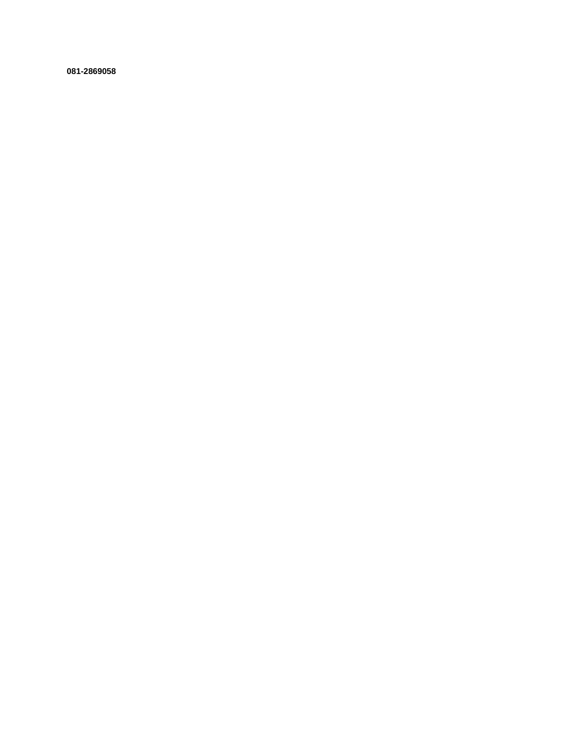**081-2869058**